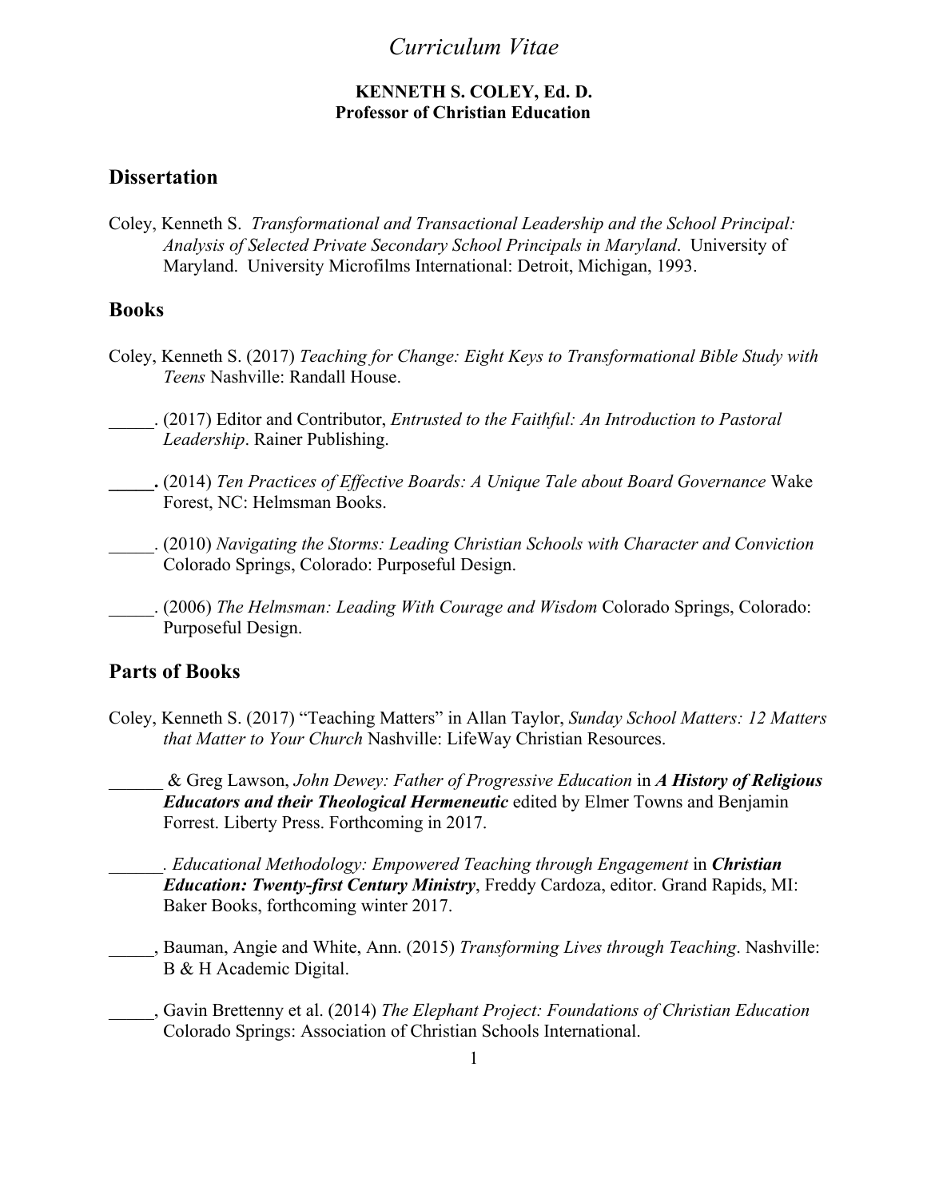# *Curriculum Vitae*

**KENNETH S. COLEY, Ed. D.**
**Professor of Christian Education**

## Dissertation

Coley, Kenneth S. *Transformational and Transactional Leadership and the School Principal: Analysis of Selected Private Secondary School Principals in Maryland*. University of Maryland. University Microfilms International: Detroit, Michigan, 1993.

## Books

Coley, Kenneth S. (2017) *Teaching for Change: Eight Keys to Transformational Bible Study with Teens* Nashville: Randall House.

_____. (2017) Editor and Contributor, *Entrusted to the Faithful: An Introduction to Pastoral Leadership*. Rainer Publishing.

**_____.** (2014) *Ten Practices of Effective Boards: A Unique Tale about Board Governance* Wake Forest, NC: Helmsman Books.

_____. (2010) *Navigating the Storms: Leading Christian Schools with Character and Conviction* Colorado Springs, Colorado: Purposeful Design.

_____. (2006) *The Helmsman: Leading With Courage and Wisdom* Colorado Springs, Colorado: Purposeful Design.

## Parts of Books

Coley, Kenneth S. (2017) "Teaching Matters" in Allan Taylor, *Sunday School Matters: 12 Matters that Matter to Your Church* Nashville: LifeWay Christian Resources.

______ & Greg Lawson, *John Dewey: Father of Progressive Education* in ***A History of Religious Educators and their Theological Hermeneutic*** edited by Elmer Towns and Benjamin Forrest. Liberty Press. Forthcoming in 2017.

______. *Educational Methodology: Empowered Teaching through Engagement* in ***Christian Education: Twenty-first Century Ministry***, Freddy Cardoza, editor. Grand Rapids, MI: Baker Books, forthcoming winter 2017.

_____, Bauman, Angie and White, Ann. (2015) *Transforming Lives through Teaching*. Nashville: B & H Academic Digital.

_____, Gavin Brettenny et al. (2014) *The Elephant Project: Foundations of Christian Education* Colorado Springs: Association of Christian Schools International.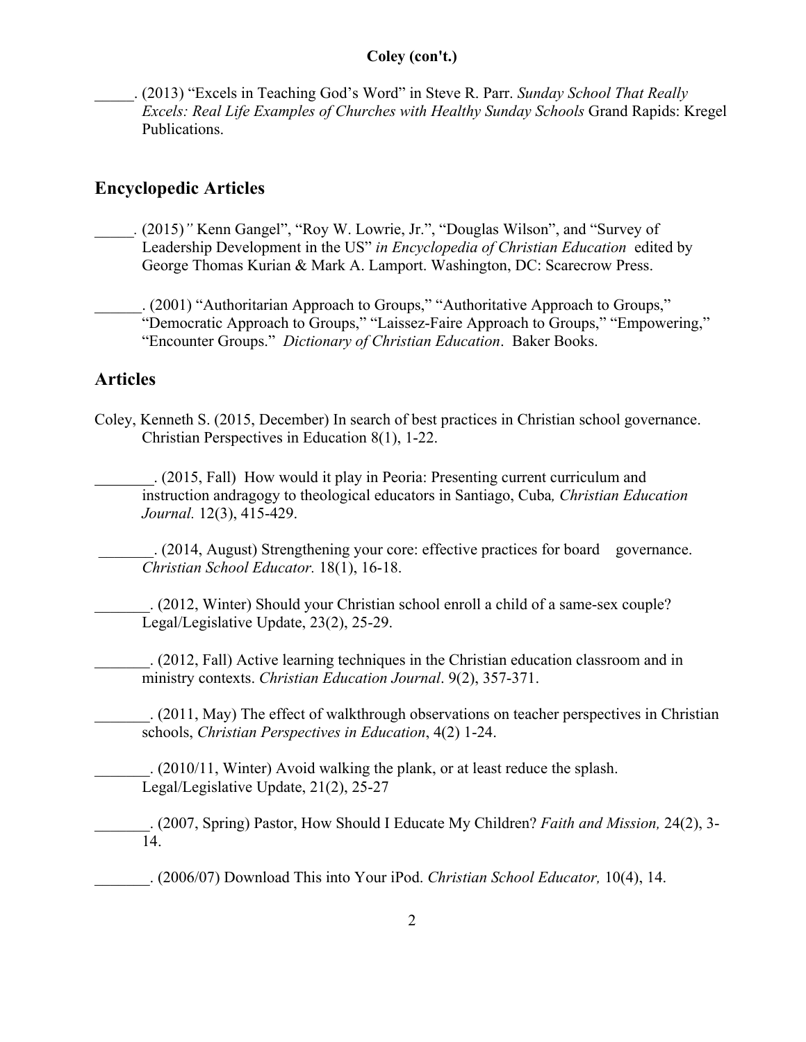_____. (2013) “Excels in Teaching God’s Word” in Steve R. Parr. *Sunday School That Really Excels: Real Life Examples of Churches with Healthy Sunday Schools* Grand Rapids: Kregel Publications.

## Encyclopedic Articles

_____. (2015)*”* Kenn Gangel”, “Roy W. Lowrie, Jr.”, “Douglas Wilson”, and “Survey of Leadership Development in the US” *in Encyclopedia of Christian Education* edited by George Thomas Kurian & Mark A. Lamport. Washington, DC: Scarecrow Press.

______. (2001) “Authoritarian Approach to Groups,” “Authoritative Approach to Groups,” “Democratic Approach to Groups,” “Laissez-Faire Approach to Groups,” “Empowering,” “Encounter Groups.” *Dictionary of Christian Education*. Baker Books.

## Articles

Coley, Kenneth S. (2015, December) In search of best practices in Christian school governance. Christian Perspectives in Education 8(1), 1-22.

________. (2015, Fall) How would it play in Peoria: Presenting current curriculum and instruction andragogy to theological educators in Santiago, Cuba*, Christian Education Journal.* 12(3), 415-429.

_______. (2014, August) Strengthening your core: effective practices for board governance. *Christian School Educator.* 18(1), 16-18.

_______. (2012, Winter) Should your Christian school enroll a child of a same-sex couple? Legal/Legislative Update, 23(2), 25-29.

_______. (2012, Fall) Active learning techniques in the Christian education classroom and in ministry contexts. *Christian Education Journal*. 9(2), 357-371.

_______. (2011, May) The effect of walkthrough observations on teacher perspectives in Christian schools, *Christian Perspectives in Education*, 4(2) 1-24.

_______. (2010/11, Winter) Avoid walking the plank, or at least reduce the splash. Legal/Legislative Update, 21(2), 25-27

_______. (2007, Spring) Pastor, How Should I Educate My Children? *Faith and Mission,* 24(2), 3-14.

_______. (2006/07) Download This into Your iPod. *Christian School Educator,* 10(4), 14.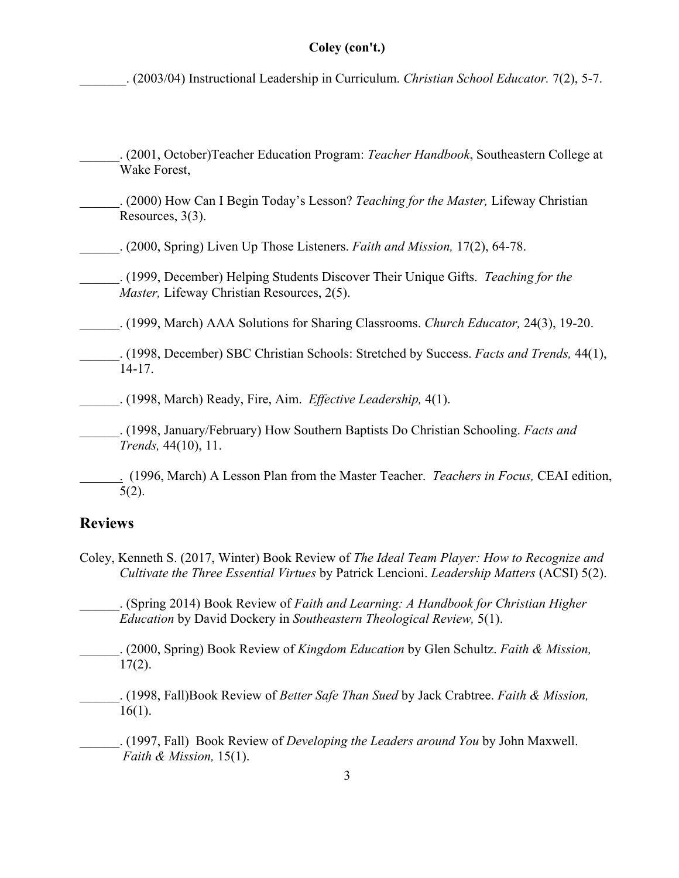_______. (2003/04) Instructional Leadership in Curriculum. *Christian School Educator.* 7(2), 5-7.

______. (2001, October)Teacher Education Program: *Teacher Handbook*, Southeastern College at Wake Forest,

______. (2000) How Can I Begin Today's Lesson? *Teaching for the Master,* Lifeway Christian Resources, 3(3).

______. (2000, Spring) Liven Up Those Listeners. *Faith and Mission,* 17(2), 64-78.

______. (1999, December) Helping Students Discover Their Unique Gifts. *Teaching for the Master,* Lifeway Christian Resources, 2(5).

______. (1999, March) AAA Solutions for Sharing Classrooms. *Church Educator,* 24(3), 19-20.

______. (1998, December) SBC Christian Schools: Stretched by Success. *Facts and Trends,* 44(1), 14-17.

______. (1998, March) Ready, Fire, Aim. *Effective Leadership,* 4(1).

______. (1998, January/February) How Southern Baptists Do Christian Schooling. *Facts and Trends,* 44(10), 11.

______. (1996, March) A Lesson Plan from the Master Teacher. *Teachers in Focus,* CEAI edition, 5(2).

## Reviews

Coley, Kenneth S. (2017, Winter) Book Review of *The Ideal Team Player: How to Recognize and Cultivate the Three Essential Virtues* by Patrick Lencioni. *Leadership Matters* (ACSI) 5(2).

______. (Spring 2014) Book Review of *Faith and Learning: A Handbook for Christian Higher Education* by David Dockery in *Southeastern Theological Review,* 5(1).

______. (2000, Spring) Book Review of *Kingdom Education* by Glen Schultz. *Faith & Mission,* 17(2).

______. (1998, Fall)Book Review of *Better Safe Than Sued* by Jack Crabtree. *Faith & Mission,* 16(1).

______. (1997, Fall) Book Review of *Developing the Leaders around You* by John Maxwell. *Faith & Mission,* 15(1).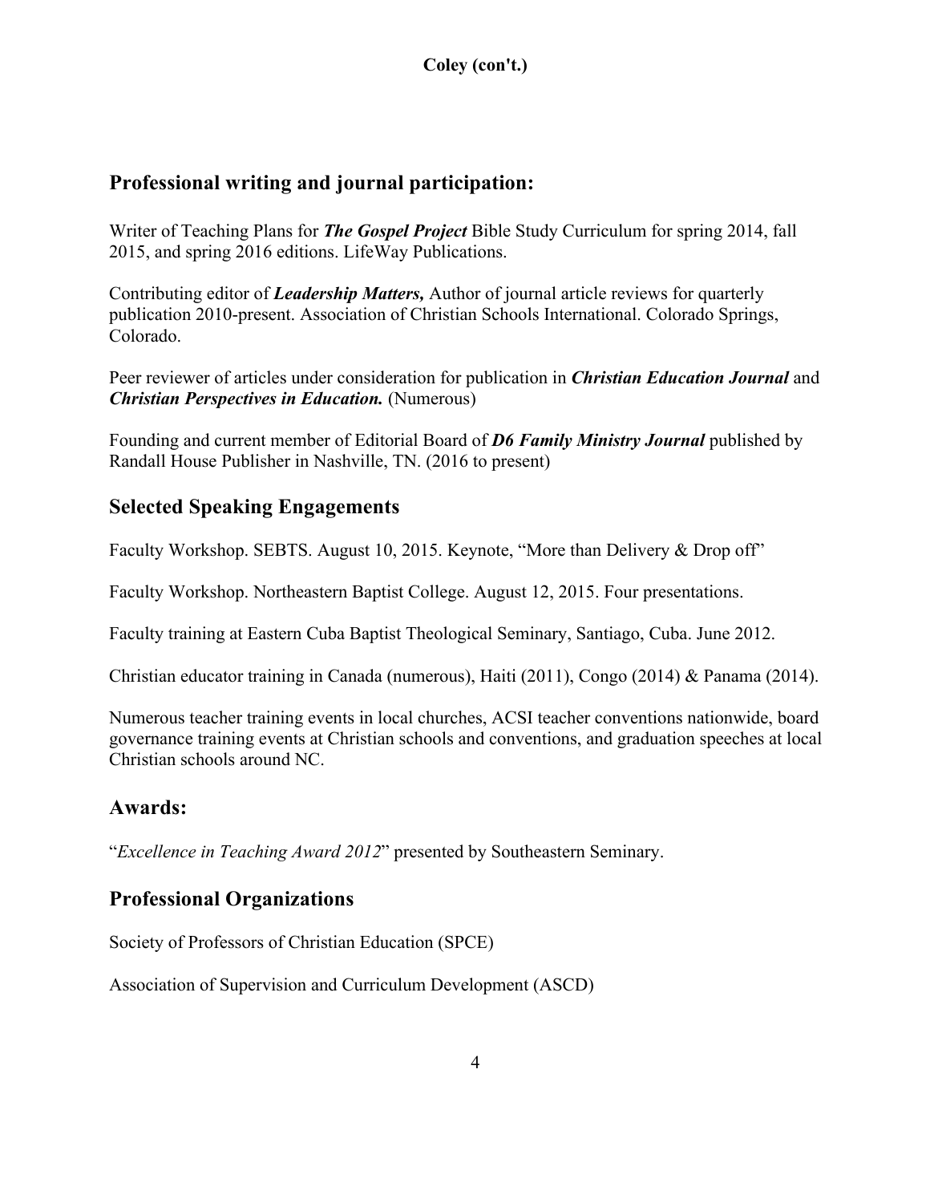## Professional writing and journal participation:

Writer of Teaching Plans for ***The Gospel Project*** Bible Study Curriculum for spring 2014, fall 2015, and spring 2016 editions. LifeWay Publications.

Contributing editor of ***Leadership Matters,*** Author of journal article reviews for quarterly publication 2010-present. Association of Christian Schools International. Colorado Springs, Colorado.

Peer reviewer of articles under consideration for publication in ***Christian Education Journal*** and ***Christian Perspectives in Education.*** (Numerous)

Founding and current member of Editorial Board of ***D6 Family Ministry Journal*** published by Randall House Publisher in Nashville, TN. (2016 to present)

## Selected Speaking Engagements

Faculty Workshop. SEBTS. August 10, 2015. Keynote, "More than Delivery & Drop off"

Faculty Workshop. Northeastern Baptist College. August 12, 2015. Four presentations.

Faculty training at Eastern Cuba Baptist Theological Seminary, Santiago, Cuba. June 2012.

Christian educator training in Canada (numerous), Haiti (2011), Congo (2014) & Panama (2014).

Numerous teacher training events in local churches, ACSI teacher conventions nationwide, board governance training events at Christian schools and conventions, and graduation speeches at local Christian schools around NC.

## Awards:

"*Excellence in Teaching Award 2012*" presented by Southeastern Seminary.

## Professional Organizations

Society of Professors of Christian Education (SPCE)

Association of Supervision and Curriculum Development (ASCD)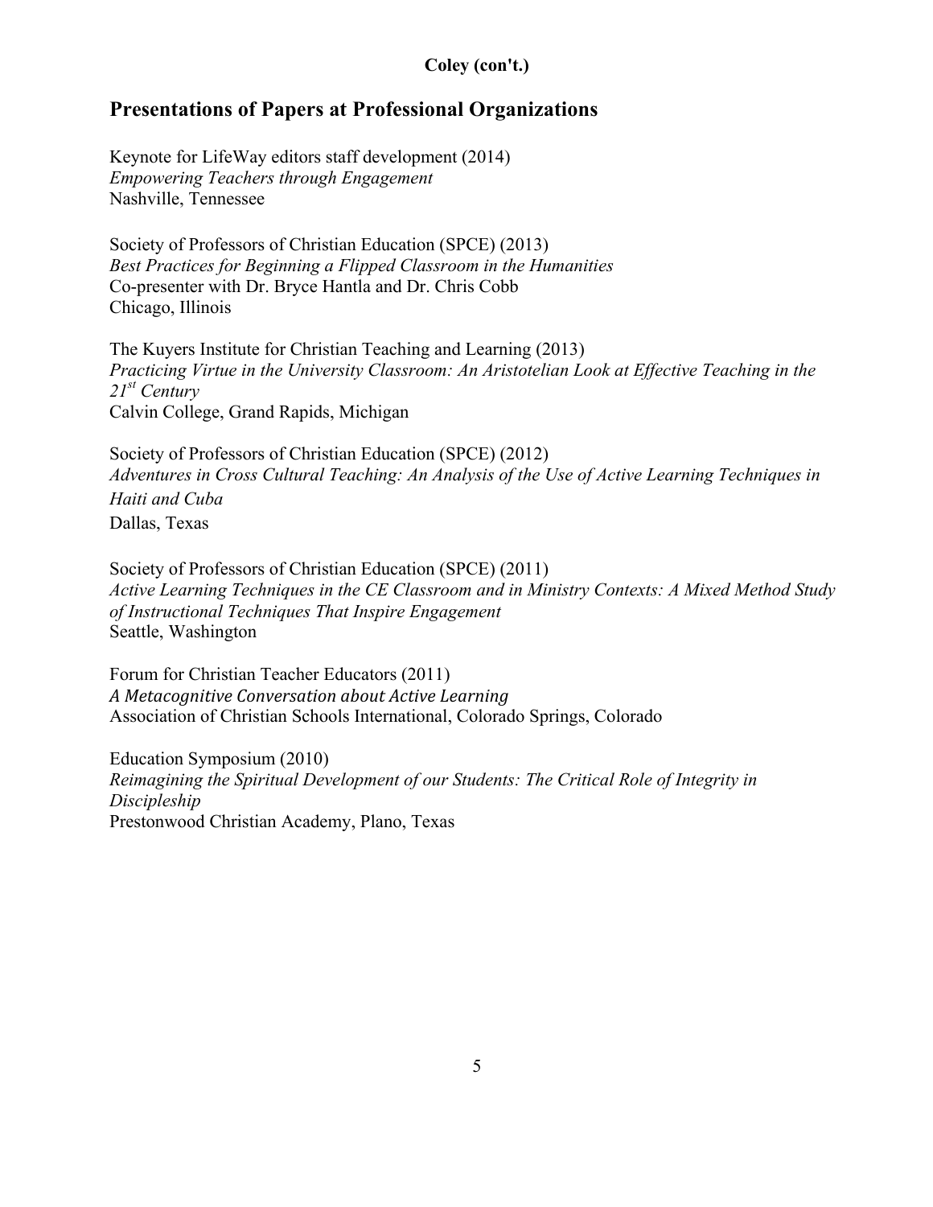## Presentations of Papers at Professional Organizations

Keynote for LifeWay editors staff development (2014)
*Empowering Teachers through Engagement*
Nashville, Tennessee

Society of Professors of Christian Education (SPCE) (2013)
*Best Practices for Beginning a Flipped Classroom in the Humanities*
Co-presenter with Dr. Bryce Hantla and Dr. Chris Cobb
Chicago, Illinois

The Kuyers Institute for Christian Teaching and Learning (2013)
*Practicing Virtue in the University Classroom: An Aristotelian Look at Effective Teaching in the 21st Century*
Calvin College, Grand Rapids, Michigan

Society of Professors of Christian Education (SPCE) (2012)
*Adventures in Cross Cultural Teaching: An Analysis of the Use of Active Learning Techniques in Haiti and Cuba*
Dallas, Texas

Society of Professors of Christian Education (SPCE) (2011)
*Active Learning Techniques in the CE Classroom and in Ministry Contexts: A Mixed Method Study of Instructional Techniques That Inspire Engagement*
Seattle, Washington

Forum for Christian Teacher Educators (2011)
*A Metacognitive Conversation about Active Learning*
Association of Christian Schools International, Colorado Springs, Colorado

Education Symposium (2010)
*Reimagining the Spiritual Development of our Students: The Critical Role of Integrity in Discipleship*
Prestonwood Christian Academy, Plano, Texas